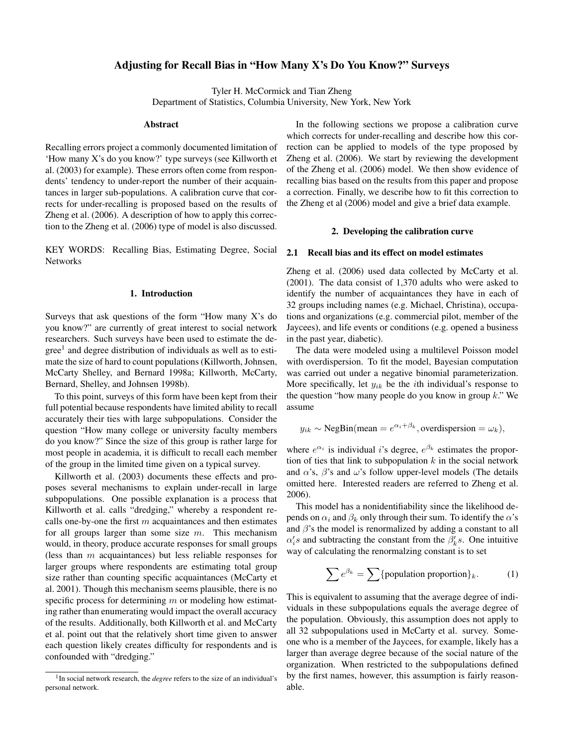# Adjusting for Recall Bias in "How Many X's Do You Know?" Surveys

Tyler H. McCormick and Tian Zheng
Department of Statistics, Columbia University, New York, New York

### Abstract

Recalling errors project a commonly documented limitation of 'How many X's do you know?' type surveys (see Killworth et al. (2003) for example). These errors often come from respondents' tendency to under-report the number of their acquaintances in larger sub-populations. A calibration curve that corrects for under-recalling is proposed based on the results of Zheng et al. (2006). A description of how to apply this correction to the Zheng et al. (2006) type of model is also discussed.

KEY WORDS: Recalling Bias, Estimating Degree, Social Networks

## 1. Introduction

Surveys that ask questions of the form "How many X's do you know?" are currently of great interest to social network researchers. Such surveys have been used to estimate the degree[1] and degree distribution of individuals as well as to estimate the size of hard to count populations (Killworth, Johnsen, McCarty Shelley, and Bernard 1998a; Killworth, McCarty, Bernard, Shelley, and Johnsen 1998b).

To this point, surveys of this form have been kept from their full potential because respondents have limited ability to recall accurately their ties with large subpopulations. Consider the question "How many college or university faculty members do you know?" Since the size of this group is rather large for most people in academia, it is difficult to recall each member of the group in the limited time given on a typical survey.

Killworth et al. (2003) documents these effects and proposes several mechanisms to explain under-recall in large subpopulations. One possible explanation is a process that Killworth et al. calls "dredging," whereby a respondent recalls one-by-one the first $m$ acquaintances and then estimates for all groups larger than some size $m$. This mechanism would, in theory, produce accurate responses for small groups (less than $m$ acquaintances) but less reliable responses for larger groups where respondents are estimating total group size rather than counting specific acquaintances (McCarty et al. 2001). Though this mechanism seems plausible, there is no specific process for determining $m$ or modeling how estimating rather than enumerating would impact the overall accuracy of the results. Additionally, both Killworth et al. and McCarty et al. point out that the relatively short time given to answer each question likely creates difficulty for respondents and is confounded with "dredging."

[1] In social network research, the *degree* refers to the size of an individual's personal network.

In the following sections we propose a calibration curve which corrects for under-recalling and describe how this correction can be applied to models of the type proposed by Zheng et al. (2006). We start by reviewing the development of the Zheng et al. (2006) model. We then show evidence of recalling bias based on the results from this paper and propose a correction. Finally, we describe how to fit this correction to the Zheng et al (2006) model and give a brief data example.

## 2. Developing the calibration curve

### 2.1 Recall bias and its effect on model estimates

Zheng et al. (2006) used data collected by McCarty et al. (2001). The data consist of 1,370 adults who were asked to identify the number of acquaintances they have in each of 32 groups including names (e.g. Michael, Christina), occupations and organizations (e.g. commercial pilot, member of the Jaycees), and life events or conditions (e.g. opened a business in the past year, diabetic).

The data were modeled using a multilevel Poisson model with overdispersion. To fit the model, Bayesian computation was carried out under a negative binomial parameterization. More specifically, let $y_{ik}$ be the $i$th individual's response to the question "how many people do you know in group $k$." We assume

$$y_{ik} \sim \text{NegBin}(\text{mean} = e^{\alpha_i + \beta_k}, \text{overdispersion} = \omega_k),$$

where $e^{\alpha_i}$ is individual $i$'s degree, $e^{\beta_k}$ estimates the proportion of ties that link to subpopulation $k$ in the social network and $\alpha$'s, $\beta$'s and $\omega$'s follow upper-level models (The details omitted here. Interested readers are referred to Zheng et al. 2006).

This model has a nonidentifiability since the likelihood depends on $\alpha_i$ and $\beta_k$ only through their sum. To identify the $\alpha$'s and $\beta$'s the model is renormalized by adding a constant to all $\alpha_i' s$ and subtracting the constant from the $\beta_k' s$. One intuitive way of calculating the renormalzing constant is to set

$$\sum e^{\beta_k} = \sum \{\text{population proportion}\}_k. \qquad (1)$$

This is equivalent to assuming that the average degree of individuals in these subpopulations equals the average degree of the population. Obviously, this assumption does not apply to all 32 subpopulations used in McCarty et al. survey. Someone who is a member of the Jaycees, for example, likely has a larger than average degree because of the social nature of the organization. When restricted to the subpopulations defined by the first names, however, this assumption is fairly reasonable.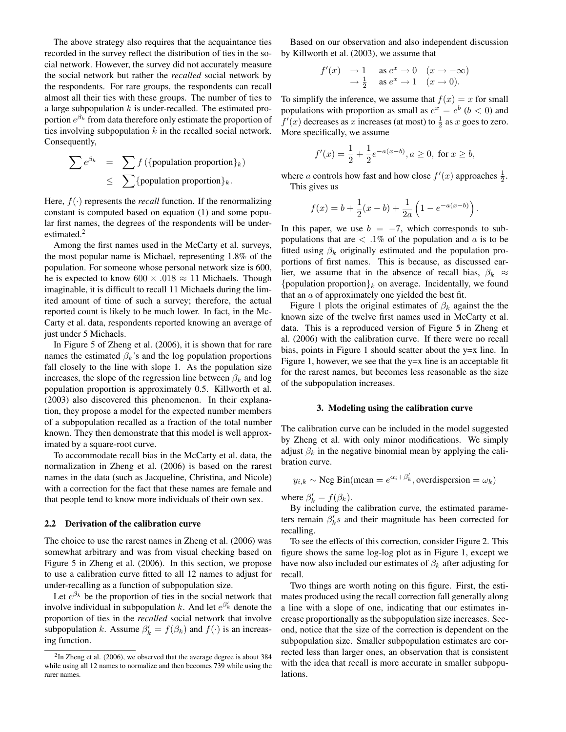The above strategy also requires that the acquaintance ties recorded in the survey reflect the distribution of ties in the social network. However, the survey did not accurately measure the social network but rather the *recalled* social network by the respondents. For rare groups, the respondents can recall almost all their ties with these groups. The number of ties to a large subpopulation $k$ is under-recalled. The estimated proportion $e^{\beta_k}$ from data therefore only estimate the proportion of ties involving subpopulation $k$ in the recalled social network. Consequently,

$$\begin{aligned}\sum e^{\beta_k} &= \sum f\left(\{\text{population proportion}\}_k\right) \\ &\leq \sum \{\text{population proportion}\}_k.\end{aligned}$$

Here, $f(\cdot)$ represents the *recall* function. If the renormalizing constant is computed based on equation (1) and some popular first names, the degrees of the respondents will be underestimated.[2]

Among the first names used in the McCarty et al. surveys, the most popular name is Michael, representing 1.8% of the population. For someone whose personal network size is 600, he is expected to know $600 \times .018 \approx 11$ Michaels. Though imaginable, it is difficult to recall 11 Michaels during the limited amount of time of such a survey; therefore, the actual reported count is likely to be much lower. In fact, in the McCarty et al. data, respondents reported knowing an average of just under 5 Michaels.

In Figure 5 of Zheng et al. (2006), it is shown that for rare names the estimated $\beta_k$'s and the log population proportions fall closely to the line with slope 1. As the population size increases, the slope of the regression line between $\beta_k$ and log population proportion is approximately 0.5. Killworth et al. (2003) also discovered this phenomenon. In their explanation, they propose a model for the expected number members of a subpopulation recalled as a fraction of the total number known. They then demonstrate that this model is well approximated by a square-root curve.

To accommodate recall bias in the McCarty et al. data, the normalization in Zheng et al. (2006) is based on the rarest names in the data (such as Jacqueline, Christina, and Nicole) with a correction for the fact that these names are female and that people tend to know more individuals of their own sex.

### 2.2 Derivation of the calibration curve

The choice to use the rarest names in Zheng et al. (2006) was somewhat arbitrary and was from visual checking based on Figure 5 in Zheng et al. (2006). In this section, we propose to use a calibration curve fitted to all 12 names to adjust for under-recalling as a function of subpopulation size.

Let $e^{\beta_k}$ be the proportion of ties in the social network that involve individual in subpopulation $k$. And let $e^{\beta'_k}$ denote the proportion of ties in the *recalled* social network that involve subpopulation $k$. Assume $\beta'_k = f(\beta_k)$ and $f(\cdot)$ is an increasing function.

[2] In Zheng et al. (2006), we observed that the average degree is about 384 while using all 12 names to normalize and then becomes 739 while using the rarer names.

Based on our observation and also independent discussion by Killworth et al. (2003), we assume that

$$\begin{aligned} f'(x) \quad &\to 1 \quad \text{as } e^x \to 0 \quad (x \to -\infty) \\ &\to \tfrac{1}{2} \quad \text{as } e^x \to 1 \quad (x \to 0). \end{aligned}$$

To simplify the inference, we assume that $f(x) = x$ for small populations with proportion as small as $e^x = e^b$ $(b < 0)$ and $f'(x)$ decreases as $x$ increases (at most) to $\frac{1}{2}$ as $x$ goes to zero. More specifically, we assume

$$f'(x) = \frac{1}{2} + \frac{1}{2}e^{-a(x-b)}, a \geq 0, \text{ for } x \geq b,$$

where $a$ controls how fast and how close $f'(x)$ approaches $\frac{1}{2}$. This gives us

$$f(x) = b + \frac{1}{2}(x-b) + \frac{1}{2a}\left(1 - e^{-a(x-b)}\right).$$

In this paper, we use $b = -7$, which corresponds to subpopulations that are $< .1\%$ of the population and $a$ is to be fitted using $\beta_k$ originally estimated and the population proportions of first names. This is because, as discussed earlier, we assume that in the absence of recall bias, $\beta_k \approx \{\text{population proportion}\}_k$ on average. Incidentally, we found that an $a$ of approximately one yielded the best fit.

Figure 1 plots the original estimates of $\beta_k$ against the the known size of the twelve first names used in McCarty et al. data. This is a reproduced version of Figure 5 in Zheng et al. (2006) with the calibration curve. If there were no recall bias, points in Figure 1 should scatter about the y=x line. In Figure 1, however, we see that the y=x line is an acceptable fit for the rarest names, but becomes less reasonable as the size of the subpopulation increases.

## 3. Modeling using the calibration curve

The calibration curve can be included in the model suggested by Zheng et al. with only minor modifications. We simply adjust $\beta_k$ in the negative binomial mean by applying the calibration curve.

$$y_{i,k} \sim \text{Neg Bin}(\text{mean} = e^{\alpha_i + \beta'_k}, \text{overdispersion} = \omega_k)$$

where $\beta'_k = f(\beta_k)$.

By including the calibration curve, the estimated parameters remain $\beta'_k s$ and their magnitude has been corrected for recalling.

To see the effects of this correction, consider Figure 2. This figure shows the same log-log plot as in Figure 1, except we have now also included our estimates of $\beta_k$ after adjusting for recall.

Two things are worth noting on this figure. First, the estimates produced using the recall correction fall generally along a line with a slope of one, indicating that our estimates increase proportionally as the subpopulation size increases. Second, notice that the size of the correction is dependent on the subpopulation size. Smaller subpopulation estimates are corrected less than larger ones, an observation that is consistent with the idea that recall is more accurate in smaller subpopulations.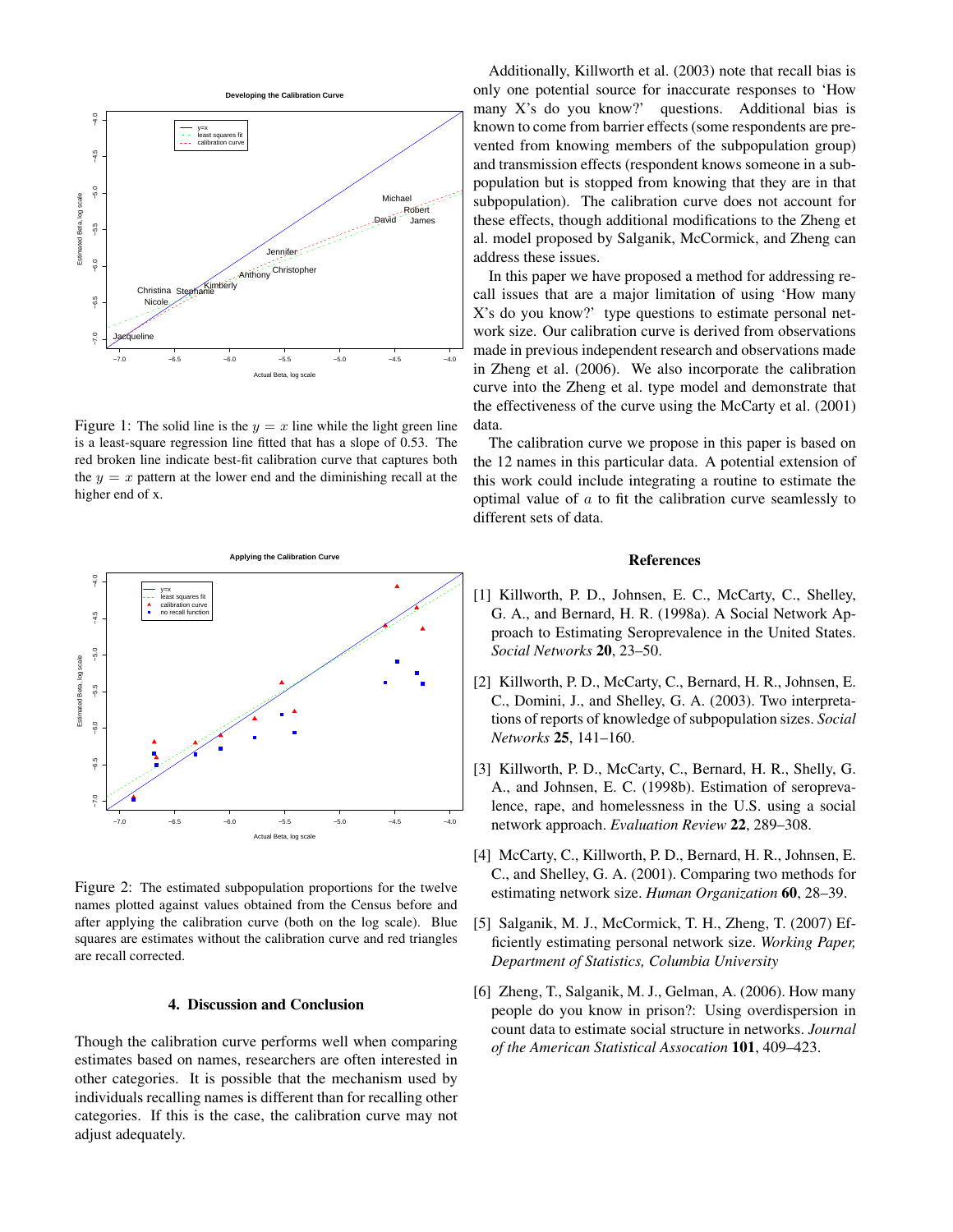Developing the Calibration Curve

y=x
least squares fit
calibration curve

Michael
Robert
David
James
Jennifer
Christopher
Anthony
Kimberly
Christina
Stephanie
Nicole
Jacqueline

Estimated Beta, log scale

Actual Beta, log scale

−7.0 −6.5 −6.0 −5.5 −5.0 −4.5 −4.0

Figure 1: The solid line is the $y = x$ line while the light green line is a least-square regression line fitted that has a slope of 0.53. The red broken line indicate best-fit calibration curve that captures both the $y = x$ pattern at the lower end and the diminishing recall at the higher end of x.

Applying the Calibration Curve

y=x
least squares fit
calibration curve
no recall function

Estimated Beta, log scale

Actual Beta, log scale

−7.0 −6.5 −6.0 −5.5 −5.0 −4.5 −4.0

Figure 2: The estimated subpopulation proportions for the twelve names plotted against values obtained from the Census before and after applying the calibration curve (both on the log scale). Blue squares are estimates without the calibration curve and red triangles are recall corrected.

## 4. Discussion and Conclusion

Though the calibration curve performs well when comparing estimates based on names, researchers are often interested in other categories. It is possible that the mechanism used by individuals recalling names is different than for recalling other categories. If this is the case, the calibration curve may not adjust adequately.

Additionally, Killworth et al. (2003) note that recall bias is only one potential source for inaccurate responses to 'How many X's do you know?' questions. Additional bias is known to come from barrier effects (some respondents are prevented from knowing members of the subpopulation group) and transmission effects (respondent knows someone in a subpopulation but is stopped from knowing that they are in that subpopulation). The calibration curve does not account for these effects, though additional modifications to the Zheng et al. model proposed by Salganik, McCormick, and Zheng can address these issues.

In this paper we have proposed a method for addressing recall issues that are a major limitation of using 'How many X's do you know?' type questions to estimate personal network size. Our calibration curve is derived from observations made in previous independent research and observations made in Zheng et al. (2006). We also incorporate the calibration curve into the Zheng et al. type model and demonstrate that the effectiveness of the curve using the McCarty et al. (2001) data.

The calibration curve we propose in this paper is based on the 12 names in this particular data. A potential extension of this work could include integrating a routine to estimate the optimal value of $a$ to fit the calibration curve seamlessly to different sets of data.

## References

[1] Killworth, P. D., Johnsen, E. C., McCarty, C., Shelley, G. A., and Bernard, H. R. (1998a). A Social Network Approach to Estimating Seroprevalence in the United States. *Social Networks* **20**, 23–50.

[2] Killworth, P. D., McCarty, C., Bernard, H. R., Johnsen, E. C., Domini, J., and Shelley, G. A. (2003). Two interpretations of reports of knowledge of subpopulation sizes. *Social Networks* **25**, 141–160.

[3] Killworth, P. D., McCarty, C., Bernard, H. R., Shelly, G. A., and Johnsen, E. C. (1998b). Estimation of seroprevalence, rape, and homelessness in the U.S. using a social network approach. *Evaluation Review* **22**, 289–308.

[4] McCarty, C., Killworth, P. D., Bernard, H. R., Johnsen, E. C., and Shelley, G. A. (2001). Comparing two methods for estimating network size. *Human Organization* **60**, 28–39.

[5] Salganik, M. J., McCormick, T. H., Zheng, T. (2007) Efficiently estimating personal network size. *Working Paper, Department of Statistics, Columbia University*

[6] Zheng, T., Salganik, M. J., Gelman, A. (2006). How many people do you know in prison?: Using overdispersion in count data to estimate social structure in networks. *Journal of the American Statistical Assocation* **101**, 409–423.